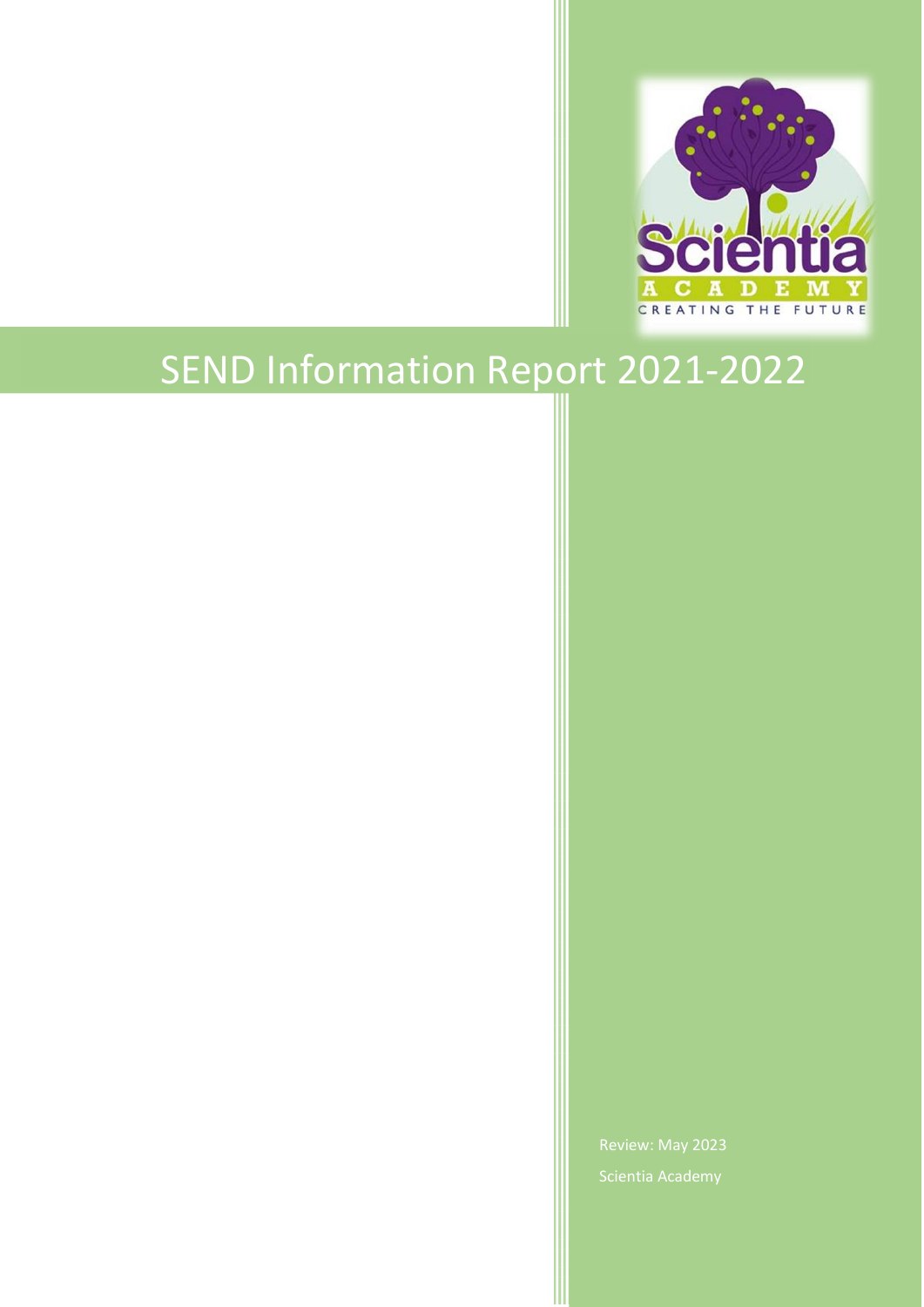# SEND Information Report 2021-2022

Review: May 2023

Scientia Academy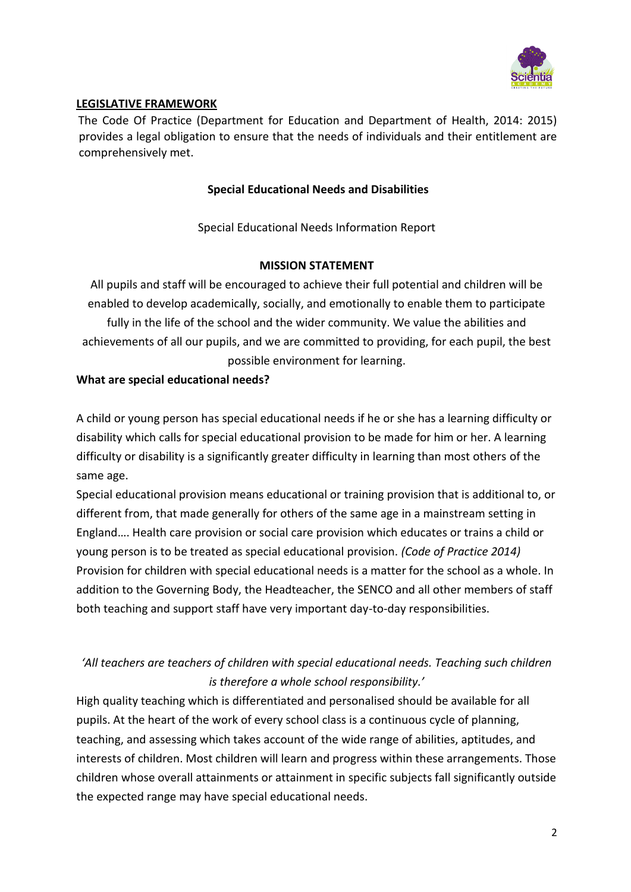**LEGISLATIVE FRAMEWORK**

The Code Of Practice (Department for Education and Department of Health, 2014: 2015) provides a legal obligation to ensure that the needs of individuals and their entitlement are comprehensively met.

## Special Educational Needs and Disabilities

Special Educational Needs Information Report

### MISSION STATEMENT

All pupils and staff will be encouraged to achieve their full potential and children will be enabled to develop academically, socially, and emotionally to enable them to participate fully in the life of the school and the wider community. We value the abilities and achievements of all our pupils, and we are committed to providing, for each pupil, the best possible environment for learning.

**What are special educational needs?**

A child or young person has special educational needs if he or she has a learning difficulty or disability which calls for special educational provision to be made for him or her. A learning difficulty or disability is a significantly greater difficulty in learning than most others of the same age.

Special educational provision means educational or training provision that is additional to, or different from, that made generally for others of the same age in a mainstream setting in England…. Health care provision or social care provision which educates or trains a child or young person is to be treated as special educational provision. *(Code of Practice 2014)*

Provision for children with special educational needs is a matter for the school as a whole. In addition to the Governing Body, the Headteacher, the SENCO and all other members of staff both teaching and support staff have very important day-to-day responsibilities.

*'All teachers are teachers of children with special educational needs. Teaching such children is therefore a whole school responsibility.'*

High quality teaching which is differentiated and personalised should be available for all pupils. At the heart of the work of every school class is a continuous cycle of planning, teaching, and assessing which takes account of the wide range of abilities, aptitudes, and interests of children. Most children will learn and progress within these arrangements. Those children whose overall attainments or attainment in specific subjects fall significantly outside the expected range may have special educational needs.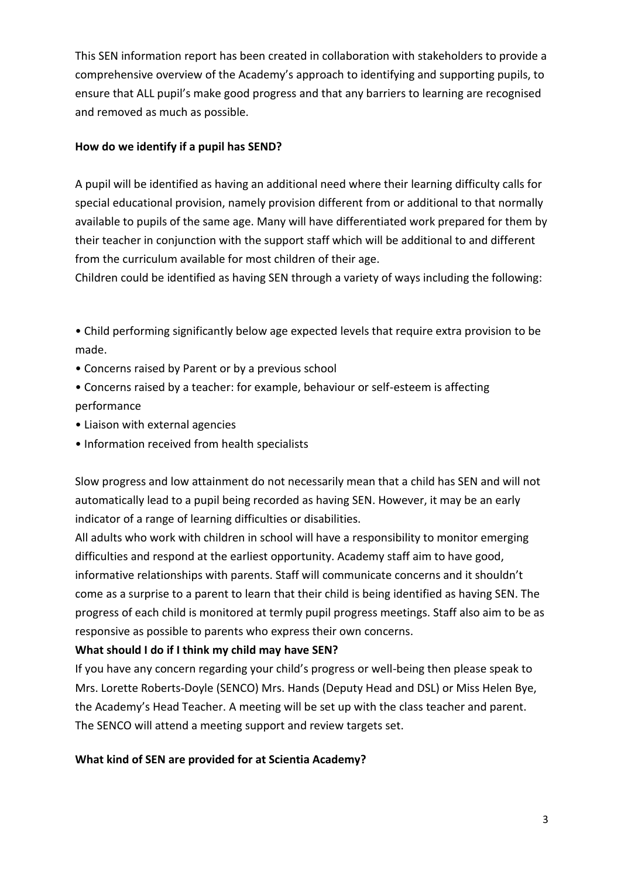This SEN information report has been created in collaboration with stakeholders to provide a comprehensive overview of the Academy's approach to identifying and supporting pupils, to ensure that ALL pupil's make good progress and that any barriers to learning are recognised and removed as much as possible.

**How do we identify if a pupil has SEND?**

A pupil will be identified as having an additional need where their learning difficulty calls for special educational provision, namely provision different from or additional to that normally available to pupils of the same age. Many will have differentiated work prepared for them by their teacher in conjunction with the support staff which will be additional to and different from the curriculum available for most children of their age.
Children could be identified as having SEN through a variety of ways including the following:

- Child performing significantly below age expected levels that require extra provision to be made.
- Concerns raised by Parent or by a previous school
- Concerns raised by a teacher: for example, behaviour or self-esteem is affecting performance
- Liaison with external agencies
- Information received from health specialists

Slow progress and low attainment do not necessarily mean that a child has SEN and will not automatically lead to a pupil being recorded as having SEN. However, it may be an early indicator of a range of learning difficulties or disabilities.
All adults who work with children in school will have a responsibility to monitor emerging difficulties and respond at the earliest opportunity. Academy staff aim to have good, informative relationships with parents. Staff will communicate concerns and it shouldn't come as a surprise to a parent to learn that their child is being identified as having SEN. The progress of each child is monitored at termly pupil progress meetings. Staff also aim to be as responsive as possible to parents who express their own concerns.

**What should I do if I think my child may have SEN?**

If you have any concern regarding your child's progress or well-being then please speak to Mrs. Lorette Roberts-Doyle (SENCO) Mrs. Hands (Deputy Head and DSL) or Miss Helen Bye, the Academy's Head Teacher. A meeting will be set up with the class teacher and parent. The SENCO will attend a meeting support and review targets set.

**What kind of SEN are provided for at Scientia Academy?**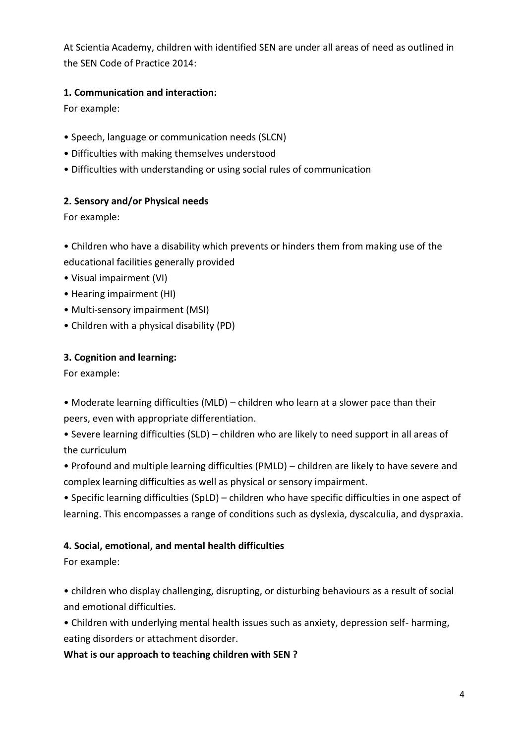At Scientia Academy, children with identified SEN are under all areas of need as outlined in the SEN Code of Practice 2014:

**1. Communication and interaction:**

For example:

- Speech, language or communication needs (SLCN)
- Difficulties with making themselves understood
- Difficulties with understanding or using social rules of communication

**2. Sensory and/or Physical needs**

For example:

- Children who have a disability which prevents or hinders them from making use of the educational facilities generally provided
- Visual impairment (VI)
- Hearing impairment (HI)
- Multi-sensory impairment (MSI)
- Children with a physical disability (PD)

**3. Cognition and learning:**

For example:

- Moderate learning difficulties (MLD) – children who learn at a slower pace than their peers, even with appropriate differentiation.
- Severe learning difficulties (SLD) – children who are likely to need support in all areas of the curriculum
- Profound and multiple learning difficulties (PMLD) – children are likely to have severe and complex learning difficulties as well as physical or sensory impairment.
- Specific learning difficulties (SpLD) – children who have specific difficulties in one aspect of learning. This encompasses a range of conditions such as dyslexia, dyscalculia, and dyspraxia.

**4. Social, emotional, and mental health difficulties**

For example:

- children who display challenging, disrupting, or disturbing behaviours as a result of social and emotional difficulties.
- Children with underlying mental health issues such as anxiety, depression self- harming, eating disorders or attachment disorder.

**What is our approach to teaching children with SEN ?**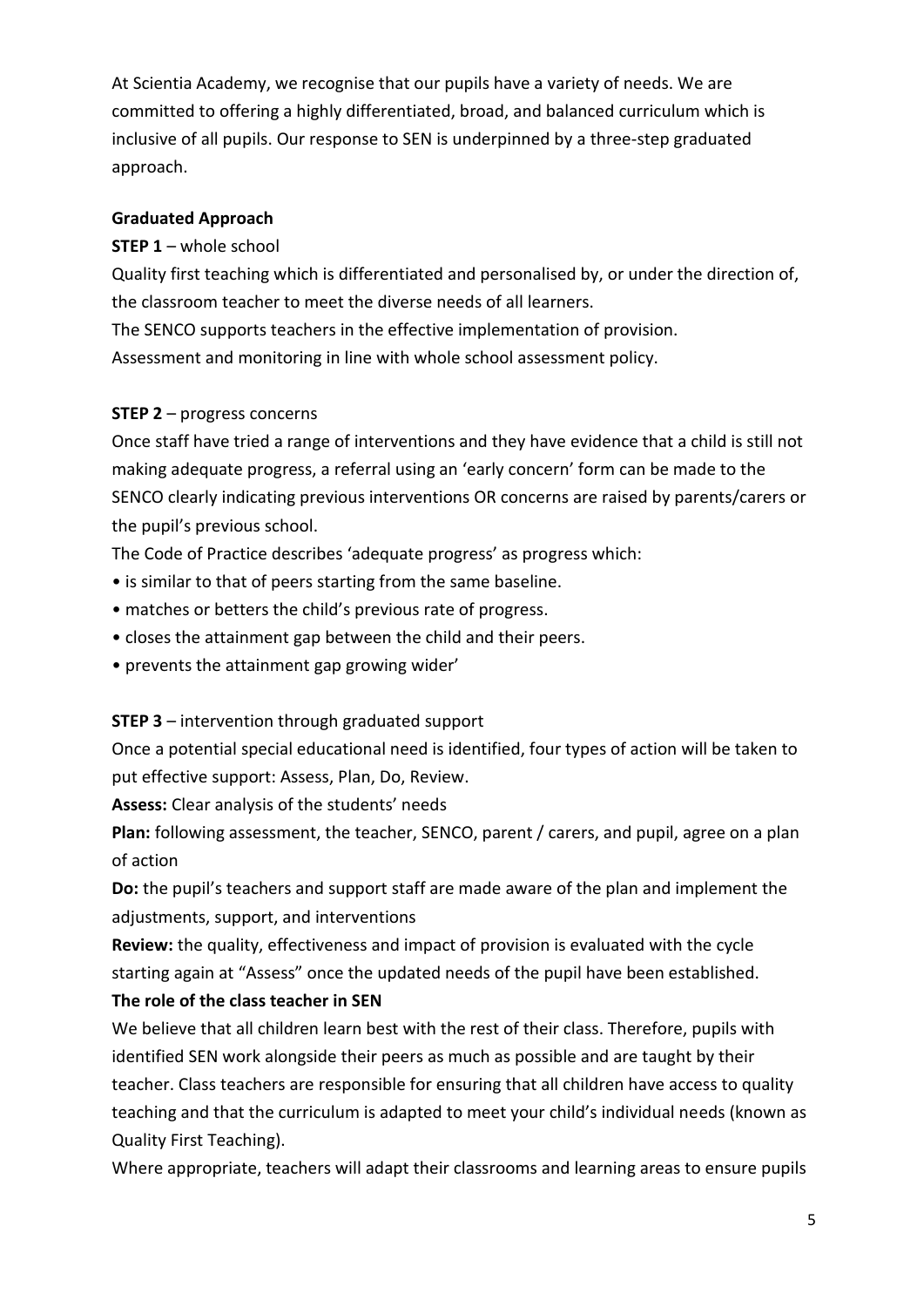At Scientia Academy, we recognise that our pupils have a variety of needs. We are committed to offering a highly differentiated, broad, and balanced curriculum which is inclusive of all pupils. Our response to SEN is underpinned by a three-step graduated approach.

**Graduated Approach**

**STEP 1** – whole school

Quality first teaching which is differentiated and personalised by, or under the direction of, the classroom teacher to meet the diverse needs of all learners.

The SENCO supports teachers in the effective implementation of provision.

Assessment and monitoring in line with whole school assessment policy.

**STEP 2** – progress concerns

Once staff have tried a range of interventions and they have evidence that a child is still not making adequate progress, a referral using an 'early concern' form can be made to the SENCO clearly indicating previous interventions OR concerns are raised by parents/carers or the pupil's previous school.

The Code of Practice describes 'adequate progress' as progress which:

- is similar to that of peers starting from the same baseline.
- matches or betters the child's previous rate of progress.
- closes the attainment gap between the child and their peers.
- prevents the attainment gap growing wider'

**STEP 3** – intervention through graduated support

Once a potential special educational need is identified, four types of action will be taken to put effective support: Assess, Plan, Do, Review.

**Assess:** Clear analysis of the students' needs

**Plan:** following assessment, the teacher, SENCO, parent / carers, and pupil, agree on a plan of action

**Do:** the pupil's teachers and support staff are made aware of the plan and implement the adjustments, support, and interventions

**Review:** the quality, effectiveness and impact of provision is evaluated with the cycle starting again at "Assess" once the updated needs of the pupil have been established.

**The role of the class teacher in SEN**

We believe that all children learn best with the rest of their class. Therefore, pupils with identified SEN work alongside their peers as much as possible and are taught by their teacher. Class teachers are responsible for ensuring that all children have access to quality teaching and that the curriculum is adapted to meet your child's individual needs (known as Quality First Teaching).

Where appropriate, teachers will adapt their classrooms and learning areas to ensure pupils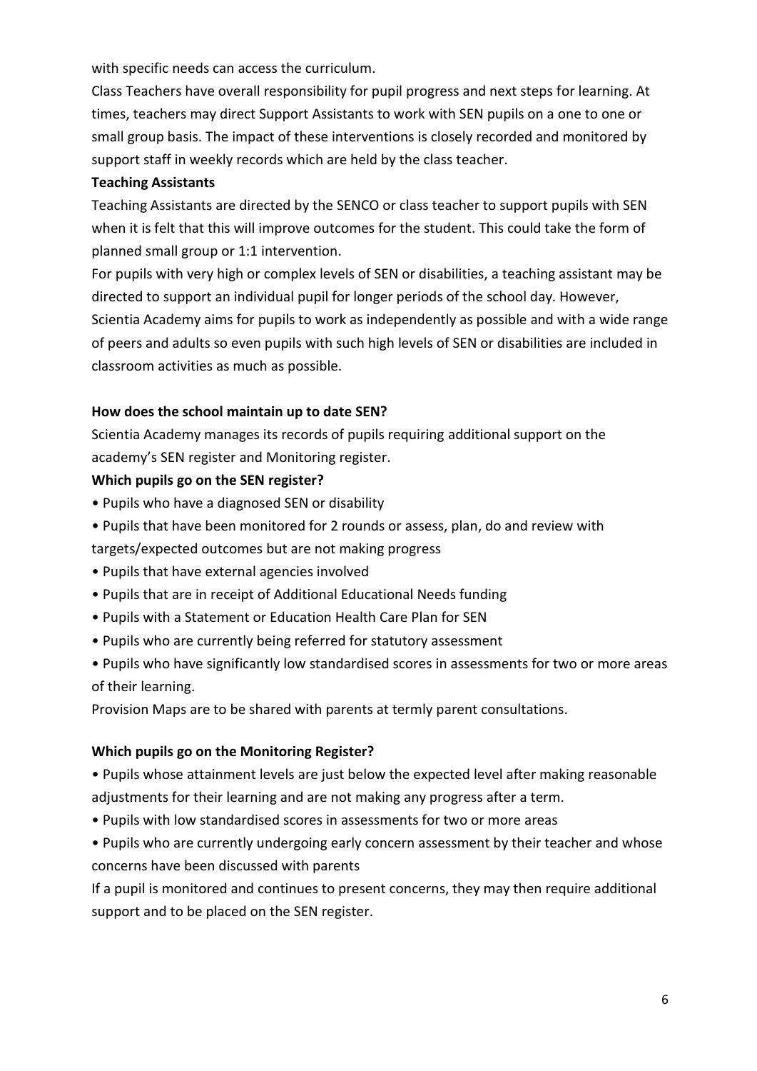with specific needs can access the curriculum.

Class Teachers have overall responsibility for pupil progress and next steps for learning. At times, teachers may direct Support Assistants to work with SEN pupils on a one to one or small group basis. The impact of these interventions is closely recorded and monitored by support staff in weekly records which are held by the class teacher.

**Teaching Assistants**

Teaching Assistants are directed by the SENCO or class teacher to support pupils with SEN when it is felt that this will improve outcomes for the student. This could take the form of planned small group or 1:1 intervention.

For pupils with very high or complex levels of SEN or disabilities, a teaching assistant may be directed to support an individual pupil for longer periods of the school day. However, Scientia Academy aims for pupils to work as independently as possible and with a wide range of peers and adults so even pupils with such high levels of SEN or disabilities are included in classroom activities as much as possible.

**How does the school maintain up to date SEN?**

Scientia Academy manages its records of pupils requiring additional support on the academy's SEN register and Monitoring register.

**Which pupils go on the SEN register?**

- Pupils who have a diagnosed SEN or disability
- Pupils that have been monitored for 2 rounds or assess, plan, do and review with targets/expected outcomes but are not making progress
- Pupils that have external agencies involved
- Pupils that are in receipt of Additional Educational Needs funding
- Pupils with a Statement or Education Health Care Plan for SEN
- Pupils who are currently being referred for statutory assessment
- Pupils who have significantly low standardised scores in assessments for two or more areas of their learning.

Provision Maps are to be shared with parents at termly parent consultations.

**Which pupils go on the Monitoring Register?**

- Pupils whose attainment levels are just below the expected level after making reasonable adjustments for their learning and are not making any progress after a term.
- Pupils with low standardised scores in assessments for two or more areas
- Pupils who are currently undergoing early concern assessment by their teacher and whose concerns have been discussed with parents

If a pupil is monitored and continues to present concerns, they may then require additional support and to be placed on the SEN register.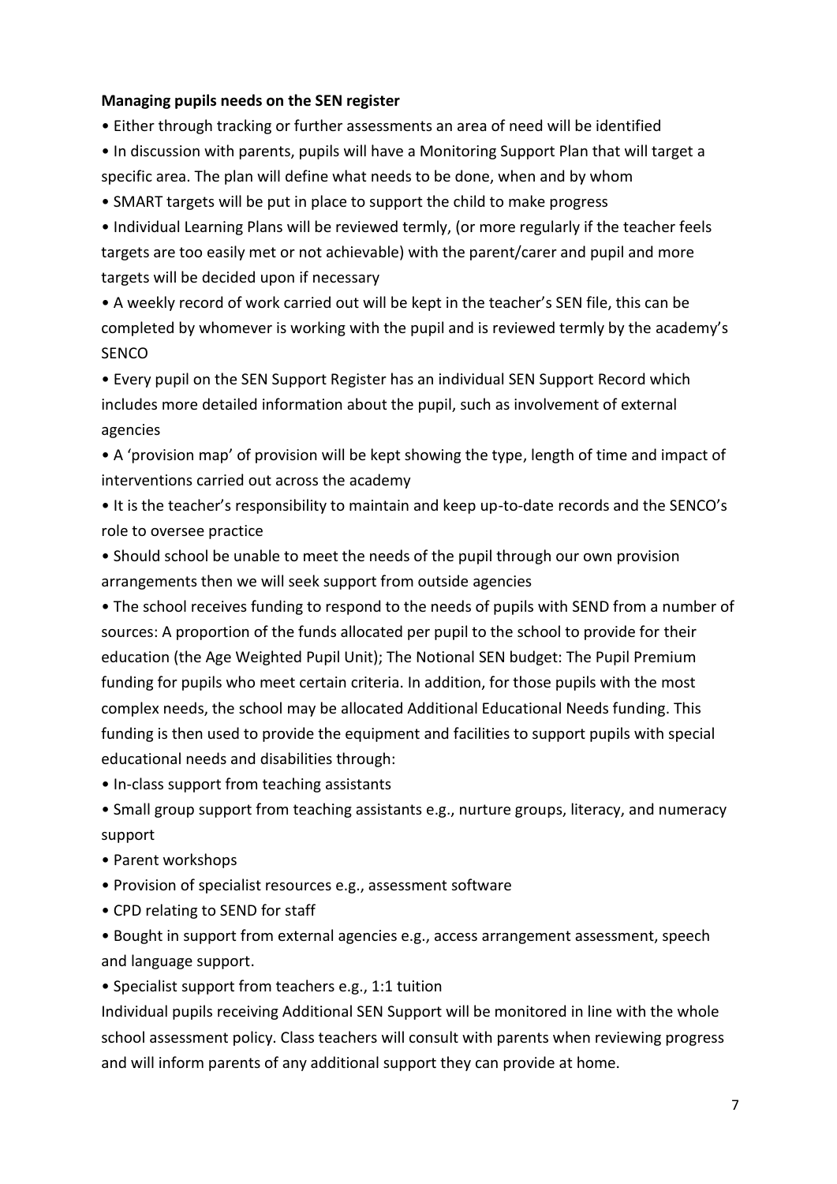**Managing pupils needs on the SEN register**

- Either through tracking or further assessments an area of need will be identified
- In discussion with parents, pupils will have a Monitoring Support Plan that will target a specific area. The plan will define what needs to be done, when and by whom
- SMART targets will be put in place to support the child to make progress
- Individual Learning Plans will be reviewed termly, (or more regularly if the teacher feels targets are too easily met or not achievable) with the parent/carer and pupil and more targets will be decided upon if necessary
- A weekly record of work carried out will be kept in the teacher's SEN file, this can be completed by whomever is working with the pupil and is reviewed termly by the academy's SENCO
- Every pupil on the SEN Support Register has an individual SEN Support Record which includes more detailed information about the pupil, such as involvement of external agencies
- A 'provision map' of provision will be kept showing the type, length of time and impact of interventions carried out across the academy
- It is the teacher's responsibility to maintain and keep up-to-date records and the SENCO's role to oversee practice
- Should school be unable to meet the needs of the pupil through our own provision arrangements then we will seek support from outside agencies
- The school receives funding to respond to the needs of pupils with SEND from a number of sources: A proportion of the funds allocated per pupil to the school to provide for their education (the Age Weighted Pupil Unit); The Notional SEN budget: The Pupil Premium funding for pupils who meet certain criteria. In addition, for those pupils with the most complex needs, the school may be allocated Additional Educational Needs funding. This funding is then used to provide the equipment and facilities to support pupils with special educational needs and disabilities through:
- In-class support from teaching assistants
- Small group support from teaching assistants e.g., nurture groups, literacy, and numeracy support
- Parent workshops
- Provision of specialist resources e.g., assessment software
- CPD relating to SEND for staff
- Bought in support from external agencies e.g., access arrangement assessment, speech and language support.
- Specialist support from teachers e.g., 1:1 tuition

Individual pupils receiving Additional SEN Support will be monitored in line with the whole school assessment policy. Class teachers will consult with parents when reviewing progress and will inform parents of any additional support they can provide at home.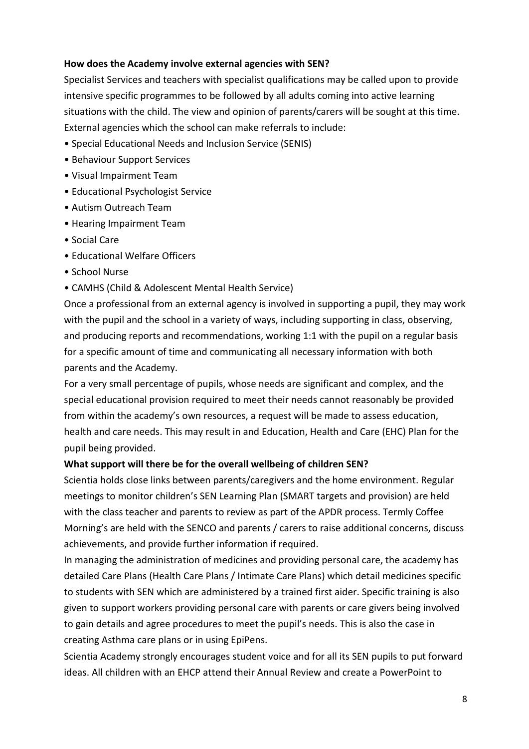**How does the Academy involve external agencies with SEN?**

Specialist Services and teachers with specialist qualifications may be called upon to provide intensive specific programmes to be followed by all adults coming into active learning situations with the child. The view and opinion of parents/carers will be sought at this time. External agencies which the school can make referrals to include:

- Special Educational Needs and Inclusion Service (SENIS)
- Behaviour Support Services
- Visual Impairment Team
- Educational Psychologist Service
- Autism Outreach Team
- Hearing Impairment Team
- Social Care
- Educational Welfare Officers
- School Nurse
- CAMHS (Child & Adolescent Mental Health Service)

Once a professional from an external agency is involved in supporting a pupil, they may work with the pupil and the school in a variety of ways, including supporting in class, observing, and producing reports and recommendations, working 1:1 with the pupil on a regular basis for a specific amount of time and communicating all necessary information with both parents and the Academy.

For a very small percentage of pupils, whose needs are significant and complex, and the special educational provision required to meet their needs cannot reasonably be provided from within the academy's own resources, a request will be made to assess education, health and care needs. This may result in and Education, Health and Care (EHC) Plan for the pupil being provided.

**What support will there be for the overall wellbeing of children SEN?**

Scientia holds close links between parents/caregivers and the home environment. Regular meetings to monitor children's SEN Learning Plan (SMART targets and provision) are held with the class teacher and parents to review as part of the APDR process. Termly Coffee Morning's are held with the SENCO and parents / carers to raise additional concerns, discuss achievements, and provide further information if required.

In managing the administration of medicines and providing personal care, the academy has detailed Care Plans (Health Care Plans / Intimate Care Plans) which detail medicines specific to students with SEN which are administered by a trained first aider. Specific training is also given to support workers providing personal care with parents or care givers being involved to gain details and agree procedures to meet the pupil's needs. This is also the case in creating Asthma care plans or in using EpiPens.

Scientia Academy strongly encourages student voice and for all its SEN pupils to put forward ideas. All children with an EHCP attend their Annual Review and create a PowerPoint to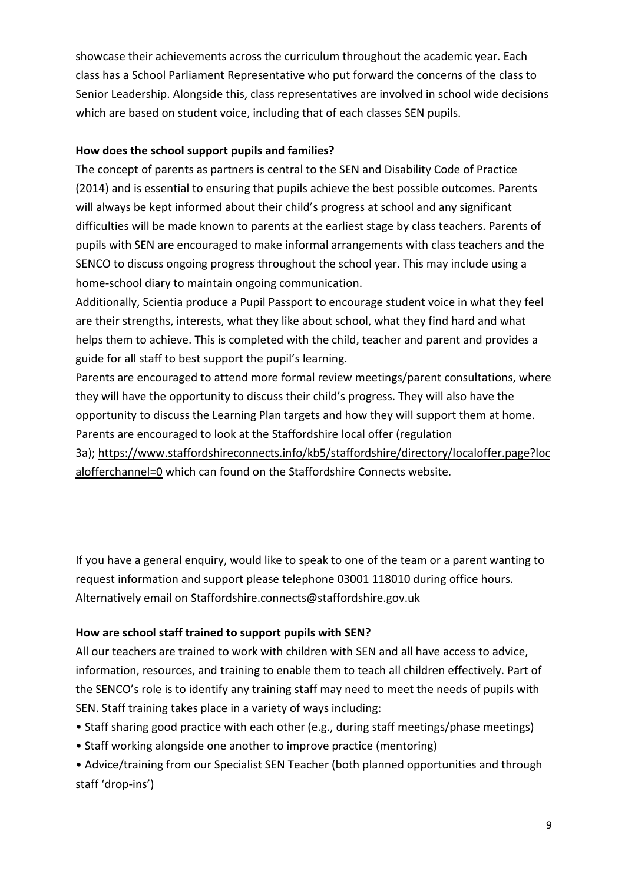showcase their achievements across the curriculum throughout the academic year. Each class has a School Parliament Representative who put forward the concerns of the class to Senior Leadership. Alongside this, class representatives are involved in school wide decisions which are based on student voice, including that of each classes SEN pupils.

**How does the school support pupils and families?**

The concept of parents as partners is central to the SEN and Disability Code of Practice (2014) and is essential to ensuring that pupils achieve the best possible outcomes. Parents will always be kept informed about their child's progress at school and any significant difficulties will be made known to parents at the earliest stage by class teachers. Parents of pupils with SEN are encouraged to make informal arrangements with class teachers and the SENCO to discuss ongoing progress throughout the school year. This may include using a home-school diary to maintain ongoing communication.

Additionally, Scientia produce a Pupil Passport to encourage student voice in what they feel are their strengths, interests, what they like about school, what they find hard and what helps them to achieve. This is completed with the child, teacher and parent and provides a guide for all staff to best support the pupil's learning.

Parents are encouraged to attend more formal review meetings/parent consultations, where they will have the opportunity to discuss their child's progress. They will also have the opportunity to discuss the Learning Plan targets and how they will support them at home.

Parents are encouraged to look at the Staffordshire local offer (regulation 3a); https://www.staffordshireconnects.info/kb5/staffordshire/directory/localoffer.page?localofferchannel=0 which can found on the Staffordshire Connects website.

If you have a general enquiry, would like to speak to one of the team or a parent wanting to request information and support please telephone 03001 118010 during office hours. Alternatively email on Staffordshire.connects@staffordshire.gov.uk

**How are school staff trained to support pupils with SEN?**

All our teachers are trained to work with children with SEN and all have access to advice, information, resources, and training to enable them to teach all children effectively. Part of the SENCO's role is to identify any training staff may need to meet the needs of pupils with SEN. Staff training takes place in a variety of ways including:

- Staff sharing good practice with each other (e.g., during staff meetings/phase meetings)
- Staff working alongside one another to improve practice (mentoring)
- Advice/training from our Specialist SEN Teacher (both planned opportunities and through staff 'drop-ins')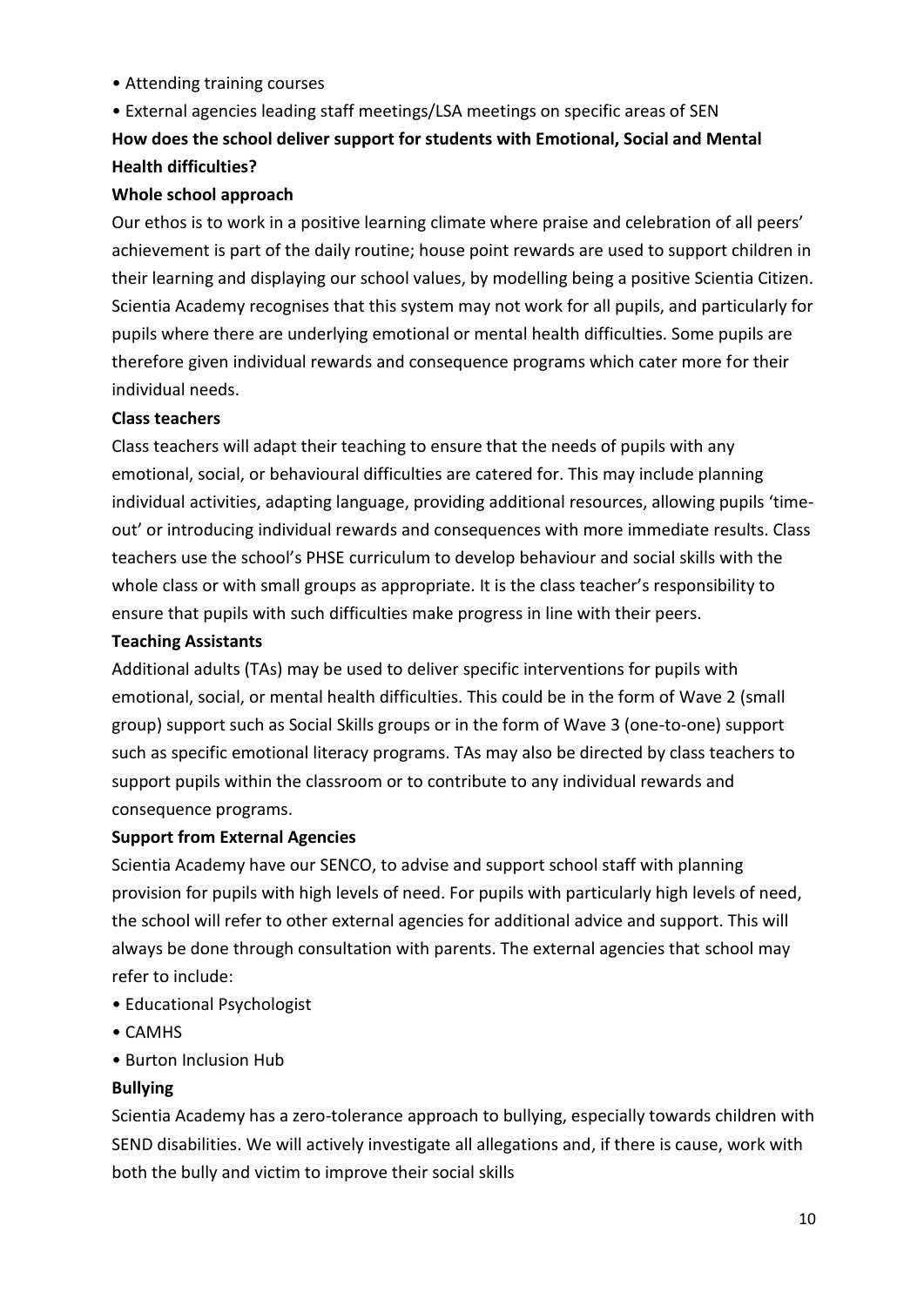- Attending training courses
- External agencies leading staff meetings/LSA meetings on specific areas of SEN

**How does the school deliver support for students with Emotional, Social and Mental Health difficulties?**

**Whole school approach**

Our ethos is to work in a positive learning climate where praise and celebration of all peers' achievement is part of the daily routine; house point rewards are used to support children in their learning and displaying our school values, by modelling being a positive Scientia Citizen. Scientia Academy recognises that this system may not work for all pupils, and particularly for pupils where there are underlying emotional or mental health difficulties. Some pupils are therefore given individual rewards and consequence programs which cater more for their individual needs.

**Class teachers**

Class teachers will adapt their teaching to ensure that the needs of pupils with any emotional, social, or behavioural difficulties are catered for. This may include planning individual activities, adapting language, providing additional resources, allowing pupils 'time-out' or introducing individual rewards and consequences with more immediate results. Class teachers use the school's PHSE curriculum to develop behaviour and social skills with the whole class or with small groups as appropriate. It is the class teacher's responsibility to ensure that pupils with such difficulties make progress in line with their peers.

**Teaching Assistants**

Additional adults (TAs) may be used to deliver specific interventions for pupils with emotional, social, or mental health difficulties. This could be in the form of Wave 2 (small group) support such as Social Skills groups or in the form of Wave 3 (one-to-one) support such as specific emotional literacy programs. TAs may also be directed by class teachers to support pupils within the classroom or to contribute to any individual rewards and consequence programs.

**Support from External Agencies**

Scientia Academy have our SENCO, to advise and support school staff with planning provision for pupils with high levels of need. For pupils with particularly high levels of need, the school will refer to other external agencies for additional advice and support. This will always be done through consultation with parents. The external agencies that school may refer to include:

- Educational Psychologist
- CAMHS
- Burton Inclusion Hub

**Bullying**

Scientia Academy has a zero-tolerance approach to bullying, especially towards children with SEND disabilities. We will actively investigate all allegations and, if there is cause, work with both the bully and victim to improve their social skills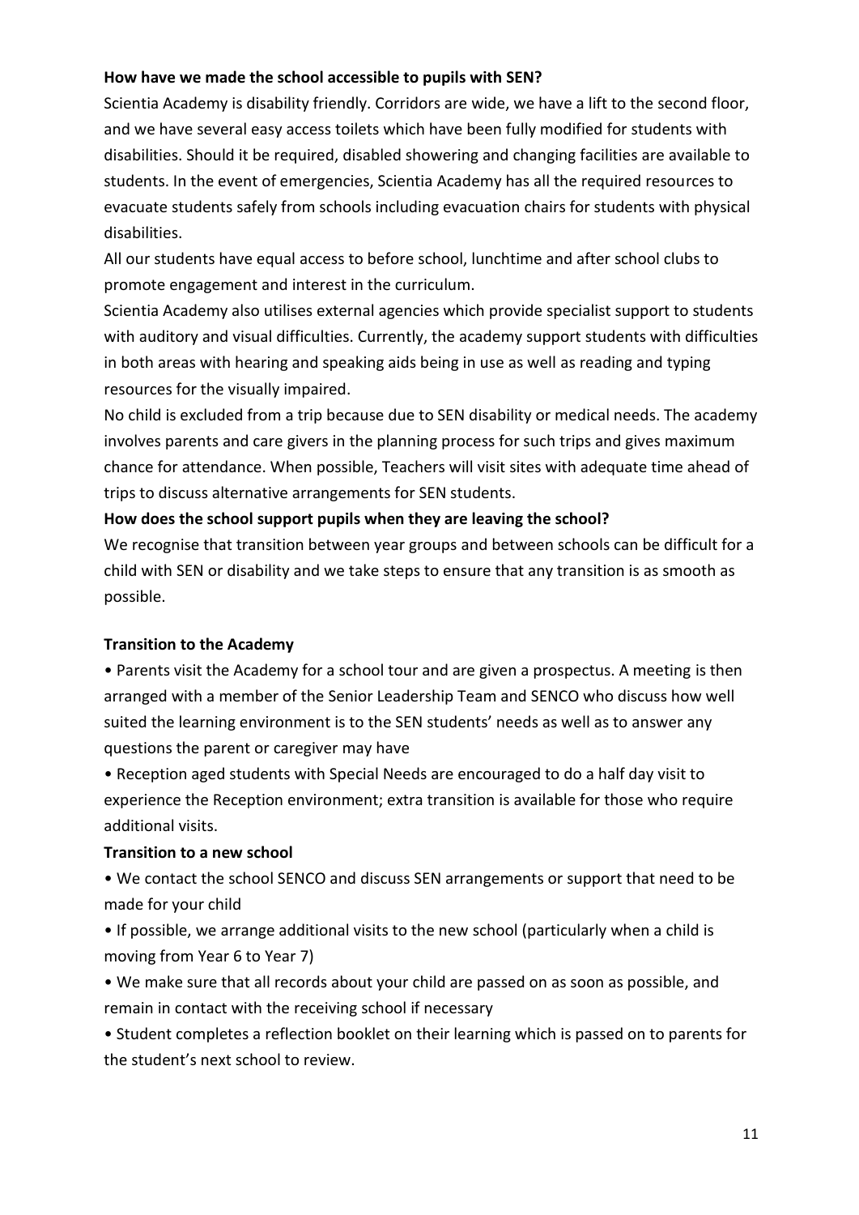**How have we made the school accessible to pupils with SEN?**

Scientia Academy is disability friendly. Corridors are wide, we have a lift to the second floor, and we have several easy access toilets which have been fully modified for students with disabilities. Should it be required, disabled showering and changing facilities are available to students. In the event of emergencies, Scientia Academy has all the required resources to evacuate students safely from schools including evacuation chairs for students with physical disabilities.

All our students have equal access to before school, lunchtime and after school clubs to promote engagement and interest in the curriculum.

Scientia Academy also utilises external agencies which provide specialist support to students with auditory and visual difficulties. Currently, the academy support students with difficulties in both areas with hearing and speaking aids being in use as well as reading and typing resources for the visually impaired.

No child is excluded from a trip because due to SEN disability or medical needs. The academy involves parents and care givers in the planning process for such trips and gives maximum chance for attendance. When possible, Teachers will visit sites with adequate time ahead of trips to discuss alternative arrangements for SEN students.

**How does the school support pupils when they are leaving the school?**

We recognise that transition between year groups and between schools can be difficult for a child with SEN or disability and we take steps to ensure that any transition is as smooth as possible.

**Transition to the Academy**

- Parents visit the Academy for a school tour and are given a prospectus. A meeting is then arranged with a member of the Senior Leadership Team and SENCO who discuss how well suited the learning environment is to the SEN students' needs as well as to answer any questions the parent or caregiver may have
- Reception aged students with Special Needs are encouraged to do a half day visit to experience the Reception environment; extra transition is available for those who require additional visits.

**Transition to a new school**

- We contact the school SENCO and discuss SEN arrangements or support that need to be made for your child
- If possible, we arrange additional visits to the new school (particularly when a child is moving from Year 6 to Year 7)
- We make sure that all records about your child are passed on as soon as possible, and remain in contact with the receiving school if necessary
- Student completes a reflection booklet on their learning which is passed on to parents for the student's next school to review.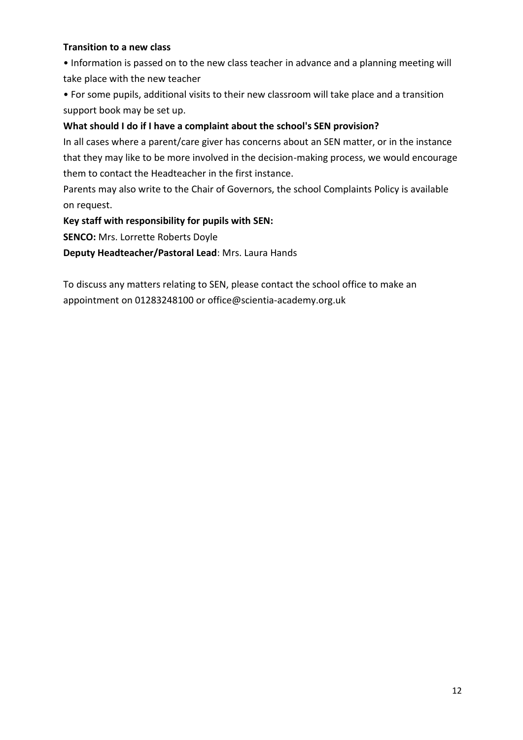**Transition to a new class**

- Information is passed on to the new class teacher in advance and a planning meeting will take place with the new teacher
- For some pupils, additional visits to their new classroom will take place and a transition support book may be set up.

**What should I do if I have a complaint about the school's SEN provision?**

In all cases where a parent/care giver has concerns about an SEN matter, or in the instance that they may like to be more involved in the decision-making process, we would encourage them to contact the Headteacher in the first instance.

Parents may also write to the Chair of Governors, the school Complaints Policy is available on request.

**Key staff with responsibility for pupils with SEN:**

**SENCO:** Mrs. Lorrette Roberts Doyle

**Deputy Headteacher/Pastoral Lead**: Mrs. Laura Hands

To discuss any matters relating to SEN, please contact the school office to make an appointment on 01283248100 or office@scientia-academy.org.uk